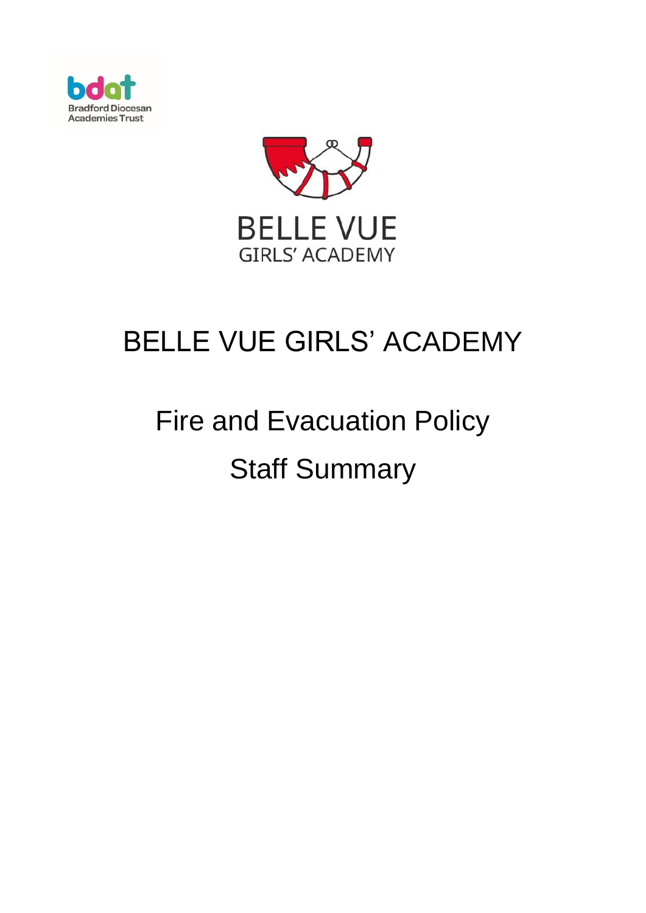# BELLE VUE GIRLS' ACADEMY

## Fire and Evacuation Policy

## Staff Summary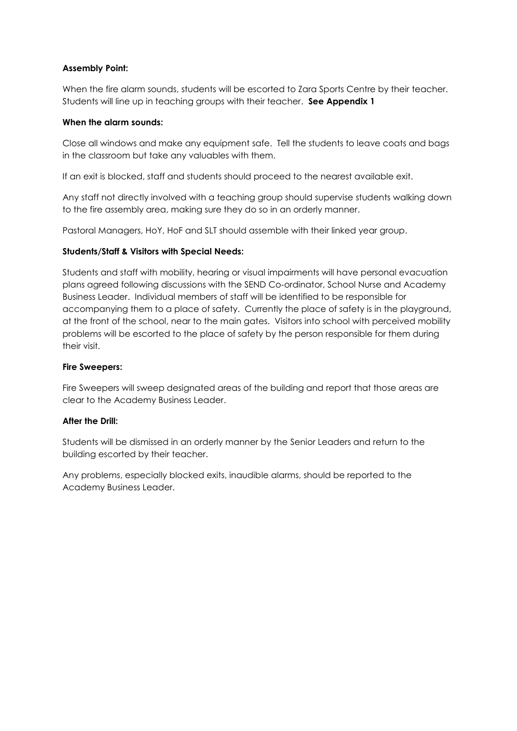**Assembly Point:**

When the fire alarm sounds, students will be escorted to Zara Sports Centre by their teacher. Students will line up in teaching groups with their teacher. **See Appendix 1**

**When the alarm sounds:**

Close all windows and make any equipment safe. Tell the students to leave coats and bags in the classroom but take any valuables with them.

If an exit is blocked, staff and students should proceed to the nearest available exit.

Any staff not directly involved with a teaching group should supervise students walking down to the fire assembly area, making sure they do so in an orderly manner.

Pastoral Managers, HoY, HoF and SLT should assemble with their linked year group.

**Students/Staff & Visitors with Special Needs:**

Students and staff with mobility, hearing or visual impairments will have personal evacuation plans agreed following discussions with the SEND Co-ordinator, School Nurse and Academy Business Leader. Individual members of staff will be identified to be responsible for accompanying them to a place of safety. Currently the place of safety is in the playground, at the front of the school, near to the main gates. Visitors into school with perceived mobility problems will be escorted to the place of safety by the person responsible for them during their visit.

**Fire Sweepers:**

Fire Sweepers will sweep designated areas of the building and report that those areas are clear to the Academy Business Leader.

**After the Drill:**

Students will be dismissed in an orderly manner by the Senior Leaders and return to the building escorted by their teacher.

Any problems, especially blocked exits, inaudible alarms, should be reported to the Academy Business Leader.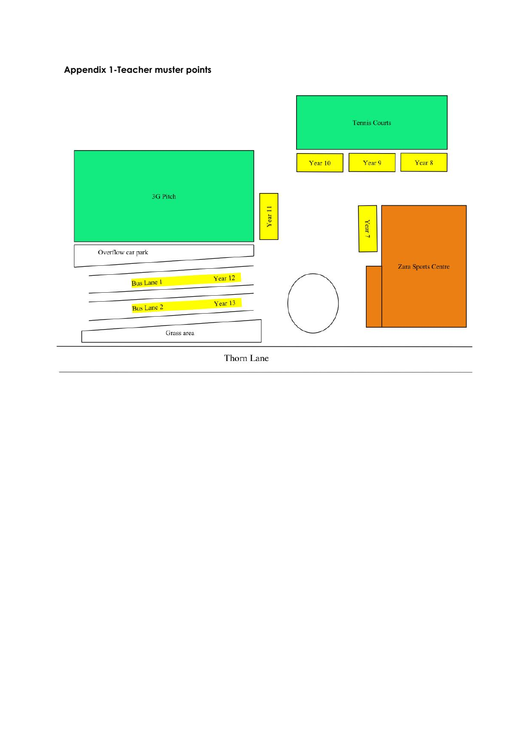**Appendix 1-Teacher muster points**

Tennis Courts

Year 10

Year 9

Year 8

3G Pitch

Year 11

Year 7

Zara Sports Centre

Overflow car park

Bus Lane 1

Year 12

Bus Lane 2

Year 13

Grass area

Thorn Lane